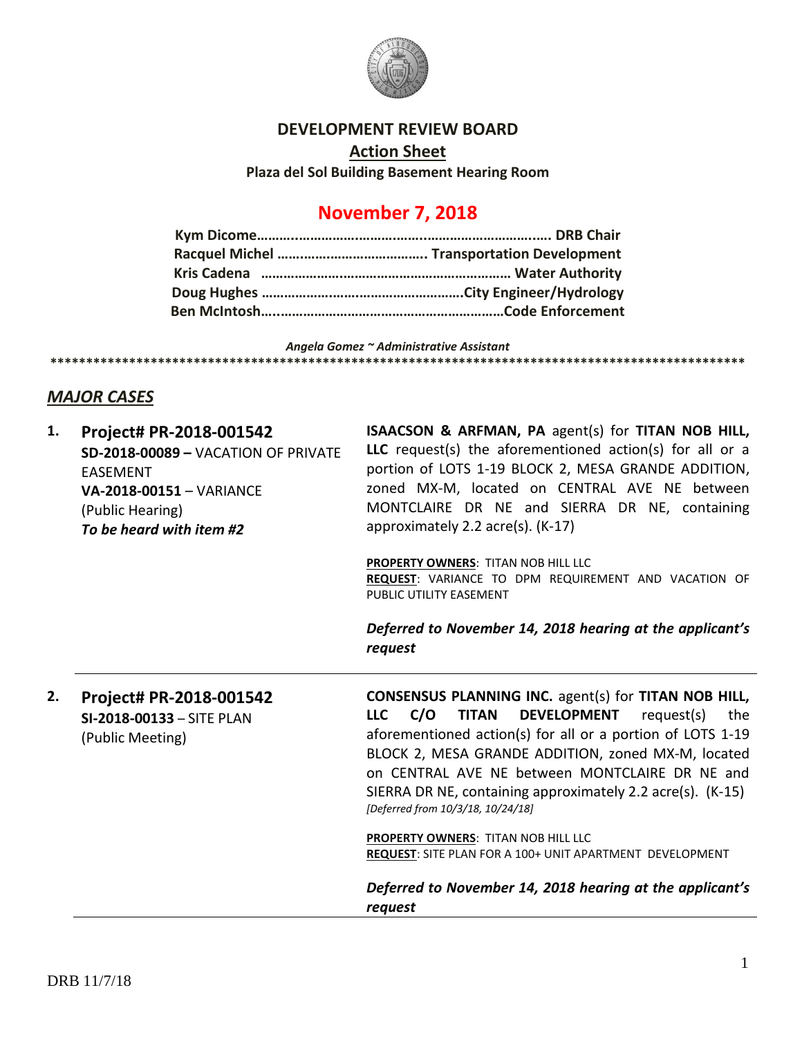# DEVELOPMENT REVIEW BOARD

## Action Sheet

**Plaza del Sol Building Basement Hearing Room**

## November 7, 2018

**Kym Dicome…………………………………………………………… DRB Chair**
**Racquel Michel ………………………………… Transportation Development**
**Kris Cadena …………………………………………………… Water Authority**
**Doug Hughes ……………………………………………City Engineer/Hydrology**
**Ben McIntosh…………………………………………………Code Enforcement**

*Angela Gomez ~ Administrative Assistant*

****************************************************************************************************

## *MAJOR CASES*

**1. Project# PR-2018-001542**
**SD-2018-00089 –** VACATION OF PRIVATE EASEMENT
**VA-2018-00151** – VARIANCE
(Public Hearing)
***To be heard with item #2***

**ISAACSON & ARFMAN, PA** agent(s) for **TITAN NOB HILL, LLC** request(s) the aforementioned action(s) for all or a portion of LOTS 1-19 BLOCK 2, MESA GRANDE ADDITION, zoned MX-M, located on CENTRAL AVE NE between MONTCLAIRE DR NE and SIERRA DR NE, containing approximately 2.2 acre(s). (K-17)

**PROPERTY OWNERS**: TITAN NOB HILL LLC
**REQUEST**: VARIANCE TO DPM REQUIREMENT AND VACATION OF PUBLIC UTILITY EASEMENT

***Deferred to November 14, 2018 hearing at the applicant's request***

---

**2. Project# PR-2018-001542**
**SI-2018-00133** – SITE PLAN
(Public Meeting)

**CONSENSUS PLANNING INC.** agent(s) for **TITAN NOB HILL, LLC C/O TITAN DEVELOPMENT** request(s) the aforementioned action(s) for all or a portion of LOTS 1-19 BLOCK 2, MESA GRANDE ADDITION, zoned MX-M, located on CENTRAL AVE NE between MONTCLAIRE DR NE and SIERRA DR NE, containing approximately 2.2 acre(s). (K-15)
*[Deferred from 10/3/18, 10/24/18]*

**PROPERTY OWNERS**: TITAN NOB HILL LLC
**REQUEST**: SITE PLAN FOR A 100+ UNIT APARTMENT DEVELOPMENT

***Deferred to November 14, 2018 hearing at the applicant's request***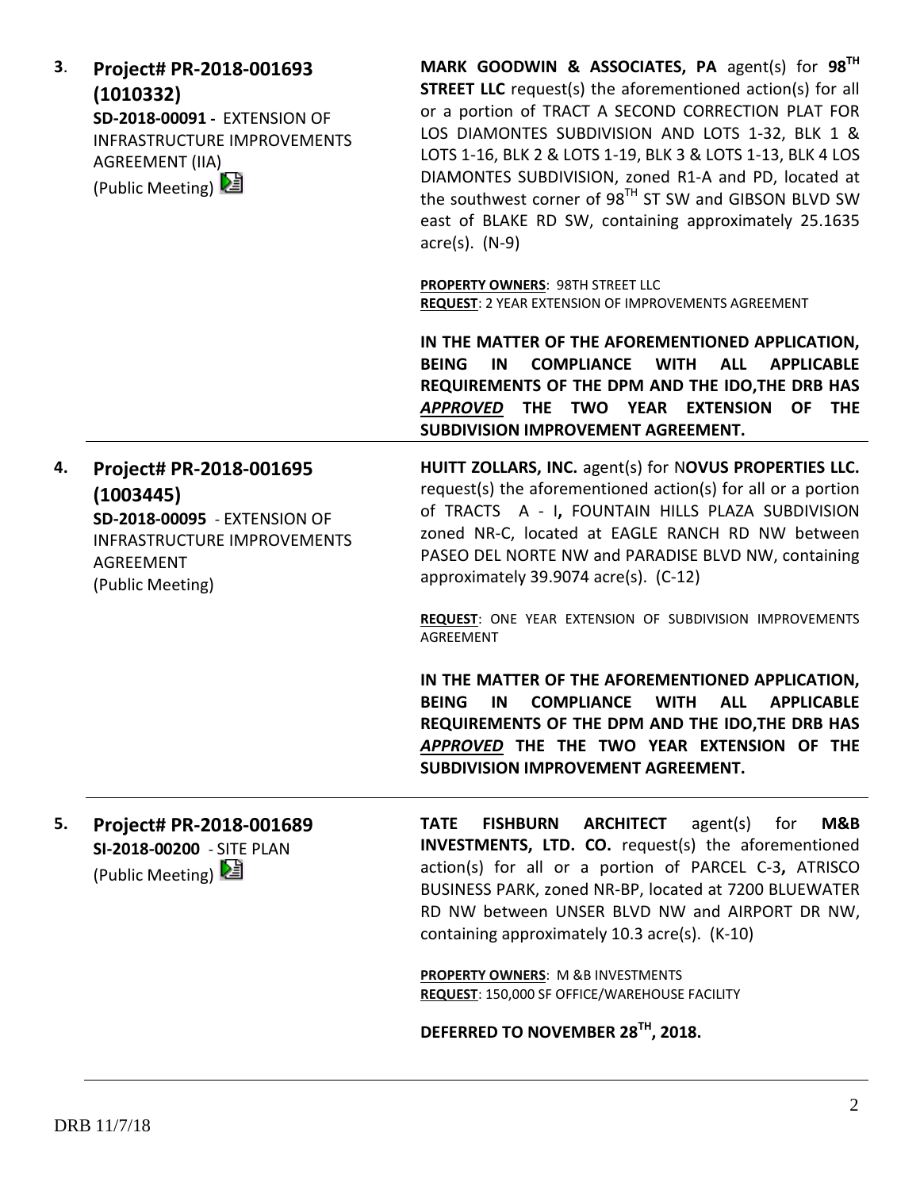**3. Project# PR-2018-001693 (1010332)**
**SD-2018-00091 -** EXTENSION OF INFRASTRUCTURE IMPROVEMENTS AGREEMENT (IIA)
(Public Meeting)

**MARK GOODWIN & ASSOCIATES, PA** agent(s) for **98TH STREET LLC** request(s) the aforementioned action(s) for all or a portion of TRACT A SECOND CORRECTION PLAT FOR LOS DIAMONTES SUBDIVISION AND LOTS 1-32, BLK 1 & LOTS 1-16, BLK 2 & LOTS 1-19, BLK 3 & LOTS 1-13, BLK 4 LOS DIAMONTES SUBDIVISION, zoned R1-A and PD, located at the southwest corner of 98TH ST SW and GIBSON BLVD SW east of BLAKE RD SW, containing approximately 25.1635 acre(s). (N-9)

**PROPERTY OWNERS**: 98TH STREET LLC
**REQUEST**: 2 YEAR EXTENSION OF IMPROVEMENTS AGREEMENT

**IN THE MATTER OF THE AFOREMENTIONED APPLICATION, BEING IN COMPLIANCE WITH ALL APPLICABLE REQUIREMENTS OF THE DPM AND THE IDO,THE DRB HAS *APPROVED* THE TWO YEAR EXTENSION OF THE SUBDIVISION IMPROVEMENT AGREEMENT.**

---

**4. Project# PR-2018-001695 (1003445)**
**SD-2018-00095** - EXTENSION OF INFRASTRUCTURE IMPROVEMENTS AGREEMENT
(Public Meeting)

**HUITT ZOLLARS, INC.** agent(s) for N**OVUS PROPERTIES LLC.** request(s) the aforementioned action(s) for all or a portion of TRACTS A - I**,** FOUNTAIN HILLS PLAZA SUBDIVISION zoned NR-C, located at EAGLE RANCH RD NW between PASEO DEL NORTE NW and PARADISE BLVD NW, containing approximately 39.9074 acre(s). (C-12)

**REQUEST**: ONE YEAR EXTENSION OF SUBDIVISION IMPROVEMENTS AGREEMENT

**IN THE MATTER OF THE AFOREMENTIONED APPLICATION, BEING IN COMPLIANCE WITH ALL APPLICABLE REQUIREMENTS OF THE DPM AND THE IDO,THE DRB HAS *APPROVED* THE THE TWO YEAR EXTENSION OF THE SUBDIVISION IMPROVEMENT AGREEMENT.**

---

**5. Project# PR-2018-001689**
**SI-2018-00200** - SITE PLAN
(Public Meeting)

**TATE FISHBURN ARCHITECT** agent(s) for **M&B INVESTMENTS, LTD. CO.** request(s) the aforementioned action(s) for all or a portion of PARCEL C-3**,** ATRISCO BUSINESS PARK, zoned NR-BP, located at 7200 BLUEWATER RD NW between UNSER BLVD NW and AIRPORT DR NW, containing approximately 10.3 acre(s). (K-10)

**PROPERTY OWNERS**: M &B INVESTMENTS
**REQUEST**: 150,000 SF OFFICE/WAREHOUSE FACILITY

**DEFERRED TO NOVEMBER 28TH, 2018.**

---

DRB 11/7/18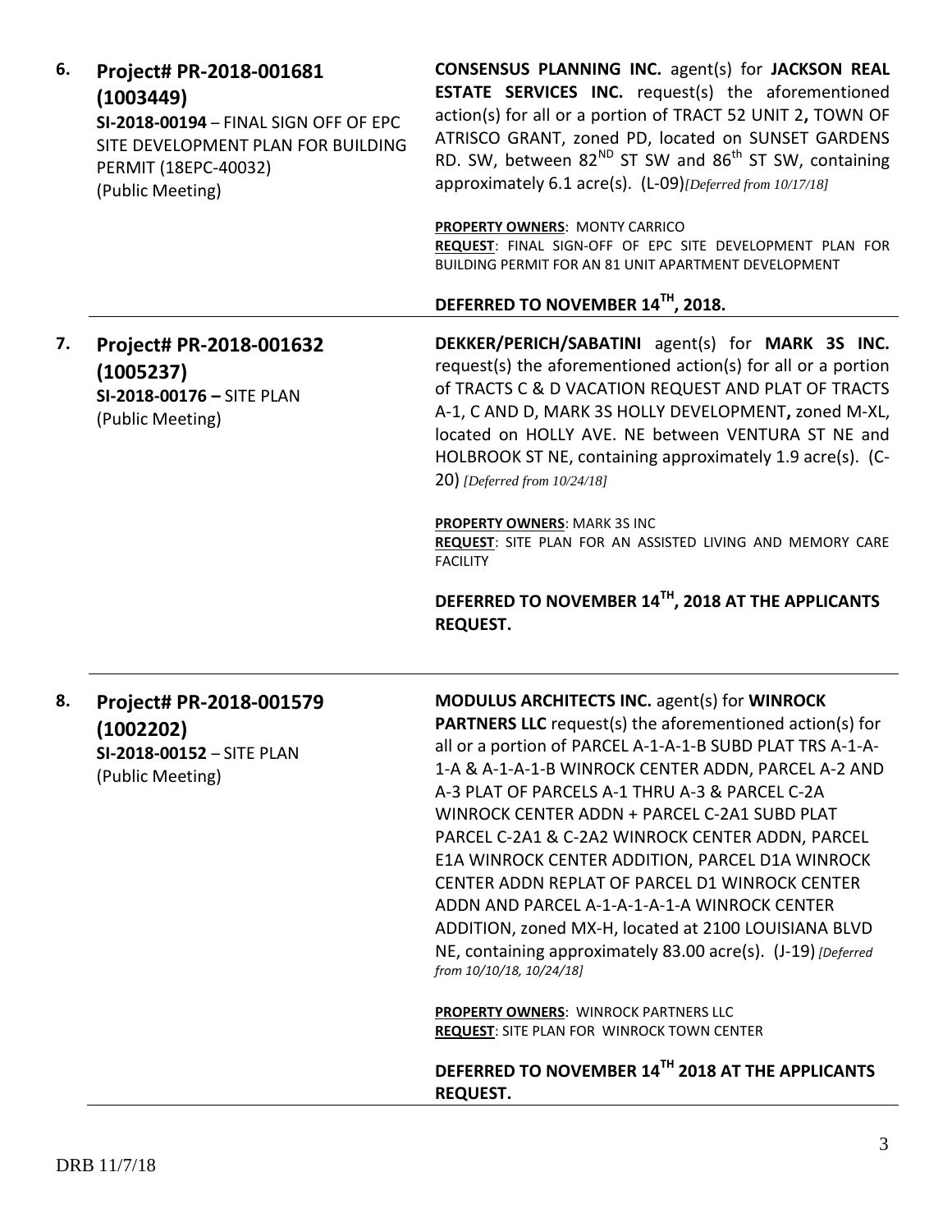**6. Project# PR-2018-001681 (1003449)**
**SI-2018-00194** – FINAL SIGN OFF OF EPC SITE DEVELOPMENT PLAN FOR BUILDING PERMIT (18EPC-40032)
(Public Meeting)

**CONSENSUS PLANNING INC.** agent(s) for **JACKSON REAL ESTATE SERVICES INC.** request(s) the aforementioned action(s) for all or a portion of TRACT 52 UNIT 2**,** TOWN OF ATRISCO GRANT, zoned PD, located on SUNSET GARDENS RD. SW, between 82ND ST SW and 86th ST SW, containing approximately 6.1 acre(s). (L-09)*[Deferred from 10/17/18]*

**PROPERTY OWNERS**: MONTY CARRICO
**REQUEST**: FINAL SIGN-OFF OF EPC SITE DEVELOPMENT PLAN FOR BUILDING PERMIT FOR AN 81 UNIT APARTMENT DEVELOPMENT

**DEFERRED TO NOVEMBER 14TH, 2018.**

---

**7. Project# PR-2018-001632 (1005237)**
**SI-2018-00176 –** SITE PLAN
(Public Meeting)

**DEKKER/PERICH/SABATINI** agent(s) for **MARK 3S INC.** request(s) the aforementioned action(s) for all or a portion of TRACTS C & D VACATION REQUEST AND PLAT OF TRACTS A-1, C AND D, MARK 3S HOLLY DEVELOPMENT**,** zoned M-XL, located on HOLLY AVE. NE between VENTURA ST NE and HOLBROOK ST NE, containing approximately 1.9 acre(s). (C-20) *[Deferred from 10/24/18]*

**PROPERTY OWNERS**: MARK 3S INC
**REQUEST**: SITE PLAN FOR AN ASSISTED LIVING AND MEMORY CARE FACILITY

**DEFERRED TO NOVEMBER 14TH, 2018 AT THE APPLICANTS REQUEST.**

---

**8. Project# PR-2018-001579 (1002202)**
**SI-2018-00152** – SITE PLAN
(Public Meeting)

**MODULUS ARCHITECTS INC.** agent(s) for **WINROCK PARTNERS LLC** request(s) the aforementioned action(s) for all or a portion of PARCEL A-1-A-1-B SUBD PLAT TRS A-1-A-1-A & A-1-A-1-B WINROCK CENTER ADDN, PARCEL A-2 AND A-3 PLAT OF PARCELS A-1 THRU A-3 & PARCEL C-2A WINROCK CENTER ADDN + PARCEL C-2A1 SUBD PLAT PARCEL C-2A1 & C-2A2 WINROCK CENTER ADDN, PARCEL E1A WINROCK CENTER ADDITION, PARCEL D1A WINROCK CENTER ADDN REPLAT OF PARCEL D1 WINROCK CENTER ADDN AND PARCEL A-1-A-1-A-1-A WINROCK CENTER ADDITION, zoned MX-H, located at 2100 LOUISIANA BLVD NE, containing approximately 83.00 acre(s). (J-19) *[Deferred from 10/10/18, 10/24/18]*

**PROPERTY OWNERS**: WINROCK PARTNERS LLC
**REQUEST**: SITE PLAN FOR WINROCK TOWN CENTER

**DEFERRED TO NOVEMBER 14TH 2018 AT THE APPLICANTS REQUEST.**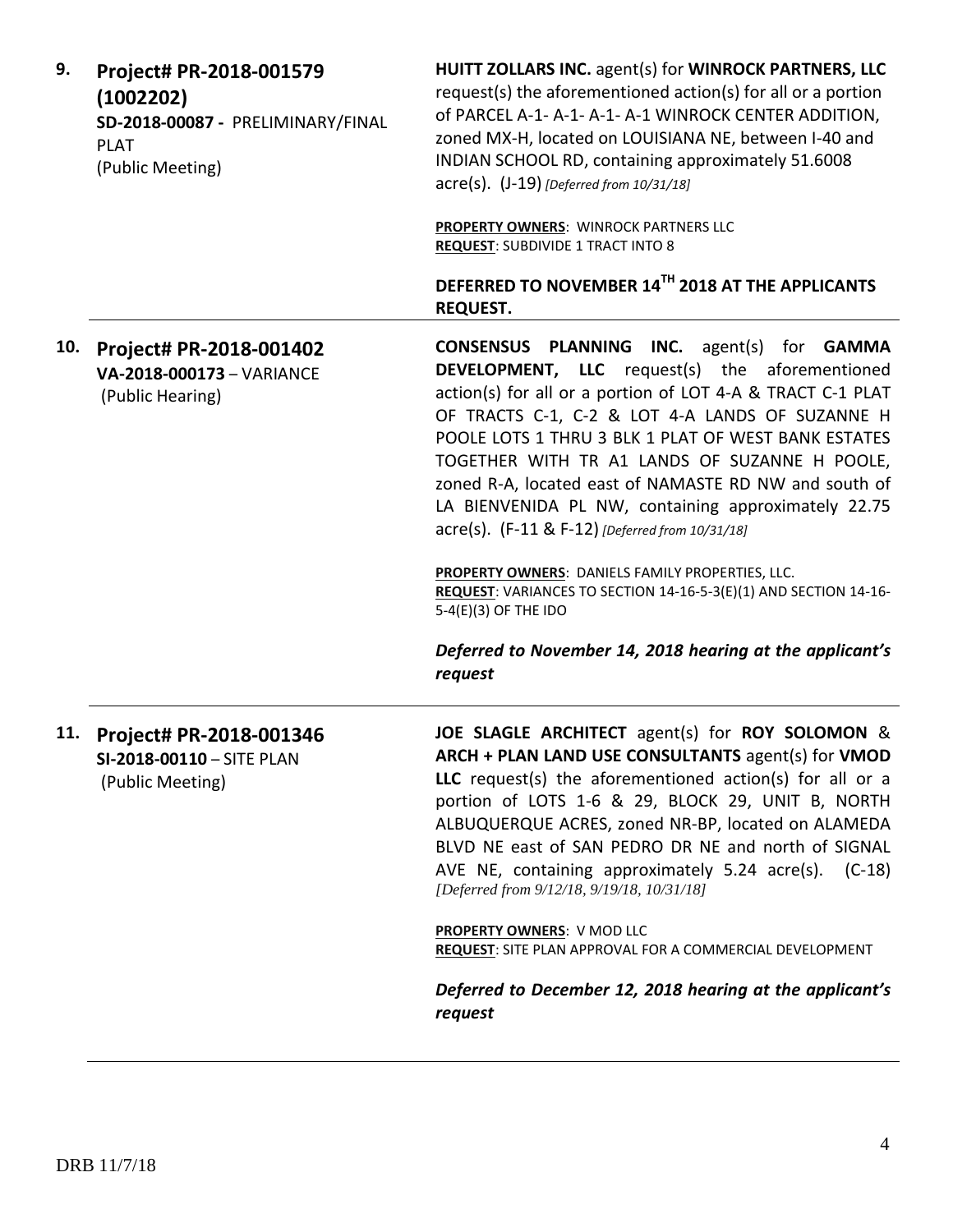**9. Project# PR-2018-001579 (1002202)**
**SD-2018-00087 -** PRELIMINARY/FINAL PLAT
(Public Meeting)

**HUITT ZOLLARS INC.** agent(s) for **WINROCK PARTNERS, LLC** request(s) the aforementioned action(s) for all or a portion of PARCEL A-1- A-1- A-1- A-1 WINROCK CENTER ADDITION, zoned MX-H, located on LOUISIANA NE, between I-40 and INDIAN SCHOOL RD, containing approximately 51.6008 acre(s). (J-19) *[Deferred from 10/31/18]*

**PROPERTY OWNERS**: WINROCK PARTNERS LLC
**REQUEST**: SUBDIVIDE 1 TRACT INTO 8

**DEFERRED TO NOVEMBER 14TH 2018 AT THE APPLICANTS REQUEST.**

---

**10. Project# PR-2018-001402**
**VA-2018-000173** – VARIANCE
(Public Hearing)

**CONSENSUS PLANNING INC.** agent(s) for **GAMMA DEVELOPMENT, LLC** request(s) the aforementioned action(s) for all or a portion of LOT 4-A & TRACT C-1 PLAT OF TRACTS C-1, C-2 & LOT 4-A LANDS OF SUZANNE H POOLE LOTS 1 THRU 3 BLK 1 PLAT OF WEST BANK ESTATES TOGETHER WITH TR A1 LANDS OF SUZANNE H POOLE, zoned R-A, located east of NAMASTE RD NW and south of LA BIENVENIDA PL NW, containing approximately 22.75 acre(s). (F-11 & F-12) *[Deferred from 10/31/18]*

**PROPERTY OWNERS**: DANIELS FAMILY PROPERTIES, LLC.
**REQUEST**: VARIANCES TO SECTION 14-16-5-3(E)(1) AND SECTION 14-16-5-4(E)(3) OF THE IDO

***Deferred to November 14, 2018 hearing at the applicant's request***

---

**11. Project# PR-2018-001346**
**SI-2018-00110** – SITE PLAN
(Public Meeting)

**JOE SLAGLE ARCHITECT** agent(s) for **ROY SOLOMON** & **ARCH + PLAN LAND USE CONSULTANTS** agent(s) for **VMOD LLC** request(s) the aforementioned action(s) for all or a portion of LOTS 1-6 & 29, BLOCK 29, UNIT B, NORTH ALBUQUERQUE ACRES, zoned NR-BP, located on ALAMEDA BLVD NE east of SAN PEDRO DR NE and north of SIGNAL AVE NE, containing approximately 5.24 acre(s). (C-18) *[Deferred from 9/12/18, 9/19/18, 10/31/18]*

**PROPERTY OWNERS**: V MOD LLC
**REQUEST**: SITE PLAN APPROVAL FOR A COMMERCIAL DEVELOPMENT

***Deferred to December 12, 2018 hearing at the applicant's request***

---

DRB 11/7/18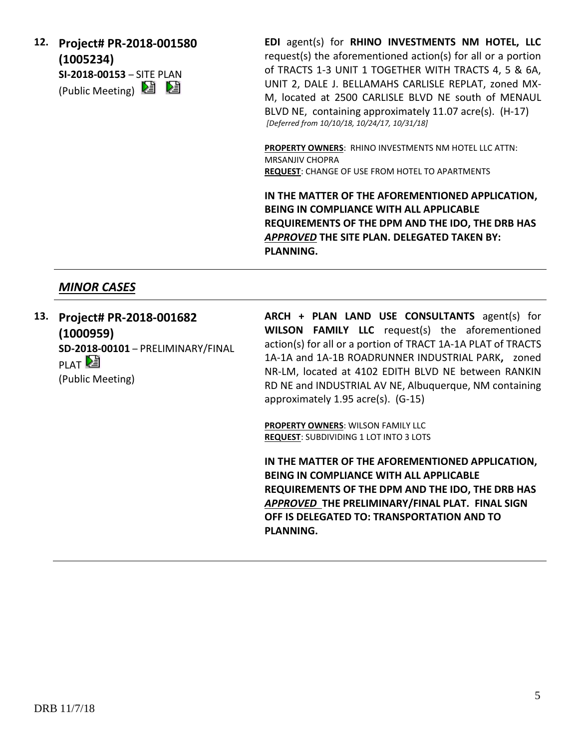**12. Project# PR-2018-001580 (1005234)**
**SI-2018-00153** – SITE PLAN
(Public Meeting)

**EDI** agent(s) for **RHINO INVESTMENTS NM HOTEL, LLC** request(s) the aforementioned action(s) for all or a portion of TRACTS 1-3 UNIT 1 TOGETHER WITH TRACTS 4, 5 & 6A, UNIT 2, DALE J. BELLAMAHS CARLISLE REPLAT, zoned MX-M, located at 2500 CARLISLE BLVD NE south of MENAUL BLVD NE, containing approximately 11.07 acre(s). (H-17)
*[Deferred from 10/10/18, 10/24/17, 10/31/18]*

**PROPERTY OWNERS**: RHINO INVESTMENTS NM HOTEL LLC ATTN: MRSANJIV CHOPRA
**REQUEST**: CHANGE OF USE FROM HOTEL TO APARTMENTS

**IN THE MATTER OF THE AFOREMENTIONED APPLICATION, BEING IN COMPLIANCE WITH ALL APPLICABLE REQUIREMENTS OF THE DPM AND THE IDO, THE DRB HAS *APPROVED* THE SITE PLAN. DELEGATED TAKEN BY: PLANNING.**

---

## *MINOR CASES*

---

**13. Project# PR-2018-001682 (1000959)**
**SD-2018-00101** – PRELIMINARY/FINAL PLAT
(Public Meeting)

**ARCH + PLAN LAND USE CONSULTANTS** agent(s) for **WILSON FAMILY LLC** request(s) the aforementioned action(s) for all or a portion of TRACT 1A-1A PLAT of TRACTS 1A-1A and 1A-1B ROADRUNNER INDUSTRIAL PARK**,** zoned NR-LM, located at 4102 EDITH BLVD NE between RANKIN RD NE and INDUSTRIAL AV NE, Albuquerque, NM containing approximately 1.95 acre(s). (G-15)

**PROPERTY OWNERS**: WILSON FAMILY LLC
**REQUEST**: SUBDIVIDING 1 LOT INTO 3 LOTS

**IN THE MATTER OF THE AFOREMENTIONED APPLICATION, BEING IN COMPLIANCE WITH ALL APPLICABLE REQUIREMENTS OF THE DPM AND THE IDO, THE DRB HAS *APPROVED* THE PRELIMINARY/FINAL PLAT. FINAL SIGN OFF IS DELEGATED TO: TRANSPORTATION AND TO PLANNING.**

---

DRB 11/7/18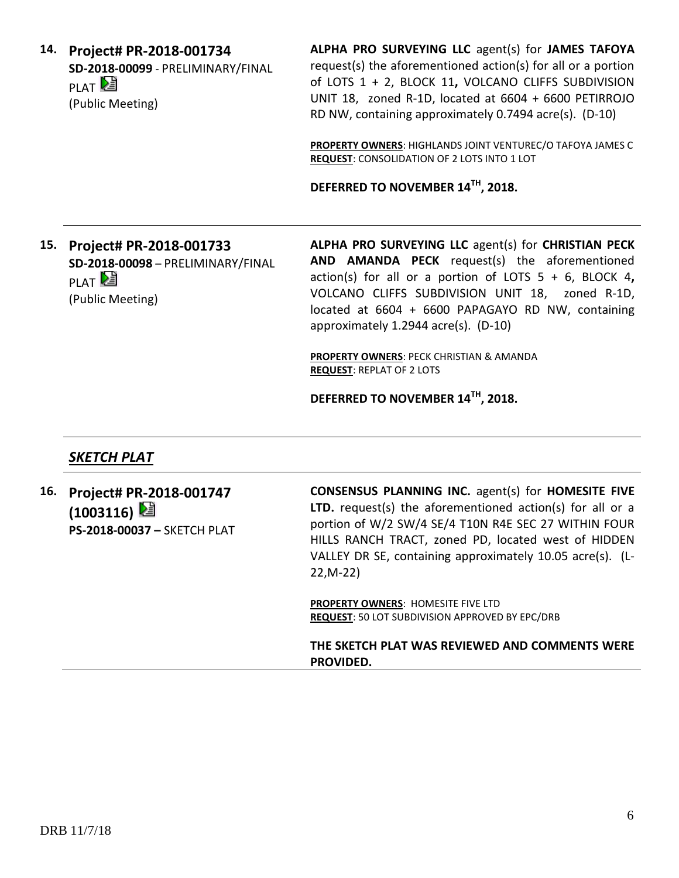**14. Project# PR-2018-001734**
**SD-2018-00099** - PRELIMINARY/FINAL PLAT
(Public Meeting)

**ALPHA PRO SURVEYING LLC** agent(s) for **JAMES TAFOYA** request(s) the aforementioned action(s) for all or a portion of LOTS 1 + 2, BLOCK 11**,** VOLCANO CLIFFS SUBDIVISION UNIT 18, zoned R-1D, located at 6604 + 6600 PETIRROJO RD NW, containing approximately 0.7494 acre(s). (D-10)

**PROPERTY OWNERS**: HIGHLANDS JOINT VENTUREC/O TAFOYA JAMES C
**REQUEST**: CONSOLIDATION OF 2 LOTS INTO 1 LOT

**DEFERRED TO NOVEMBER 14TH, 2018.**

---

**15. Project# PR-2018-001733**
**SD-2018-00098** – PRELIMINARY/FINAL PLAT
(Public Meeting)

**ALPHA PRO SURVEYING LLC** agent(s) for **CHRISTIAN PECK AND AMANDA PECK** request(s) the aforementioned action(s) for all or a portion of LOTS 5 + 6, BLOCK 4**,** VOLCANO CLIFFS SUBDIVISION UNIT 18, zoned R-1D, located at 6604 + 6600 PAPAGAYO RD NW, containing approximately 1.2944 acre(s). (D-10)

**PROPERTY OWNERS**: PECK CHRISTIAN & AMANDA
**REQUEST**: REPLAT OF 2 LOTS

**DEFERRED TO NOVEMBER 14TH, 2018.**

---

***SKETCH PLAT***

---

**16. Project# PR-2018-001747 (1003116)**
**PS-2018-00037 –** SKETCH PLAT

**CONSENSUS PLANNING INC.** agent(s) for **HOMESITE FIVE LTD.** request(s) the aforementioned action(s) for all or a portion of W/2 SW/4 SE/4 T10N R4E SEC 27 WITHIN FOUR HILLS RANCH TRACT, zoned PD, located west of HIDDEN VALLEY DR SE, containing approximately 10.05 acre(s). (L-22,M-22)

**PROPERTY OWNERS**: HOMESITE FIVE LTD
**REQUEST**: 50 LOT SUBDIVISION APPROVED BY EPC/DRB

**THE SKETCH PLAT WAS REVIEWED AND COMMENTS WERE PROVIDED.**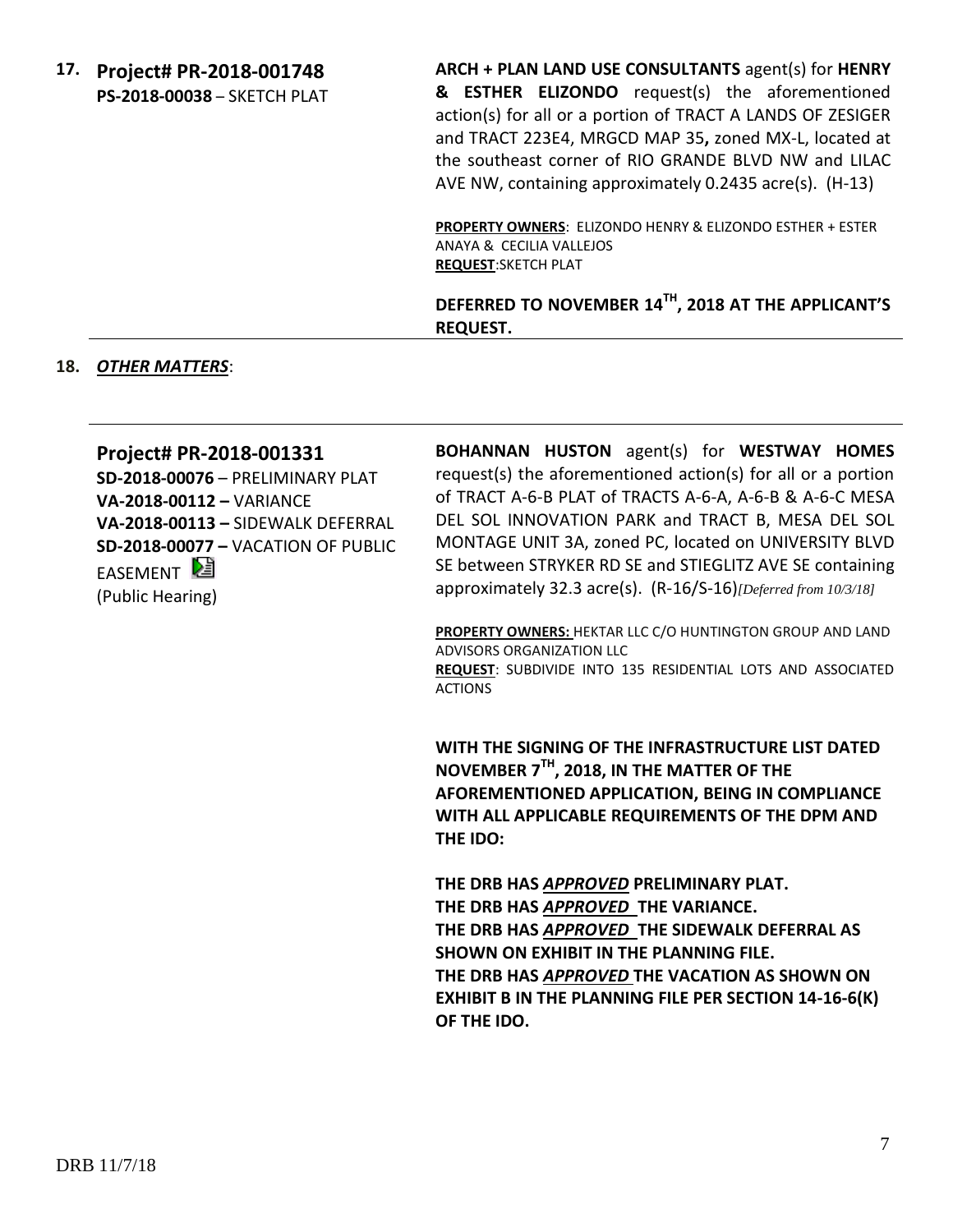**17. Project# PR-2018-001748**
**PS-2018-00038** – SKETCH PLAT

**ARCH + PLAN LAND USE CONSULTANTS** agent(s) for **HENRY & ESTHER ELIZONDO** request(s) the aforementioned action(s) for all or a portion of TRACT A LANDS OF ZESIGER and TRACT 223E4, MRGCD MAP 35**,** zoned MX-L, located at the southeast corner of RIO GRANDE BLVD NW and LILAC AVE NW, containing approximately 0.2435 acre(s). (H-13)

**PROPERTY OWNERS**: ELIZONDO HENRY & ELIZONDO ESTHER + ESTER ANAYA & CECILIA VALLEJOS
**REQUEST**:SKETCH PLAT

**DEFERRED TO NOVEMBER 14TH, 2018 AT THE APPLICANT'S REQUEST.**

**18. *OTHER MATTERS***:

**Project# PR-2018-001331**
**SD-2018-00076** – PRELIMINARY PLAT
**VA-2018-00112 –** VARIANCE
**VA-2018-00113 –** SIDEWALK DEFERRAL
**SD-2018-00077 –** VACATION OF PUBLIC EASEMENT
(Public Hearing)

**BOHANNAN HUSTON** agent(s) for **WESTWAY HOMES** request(s) the aforementioned action(s) for all or a portion of TRACT A-6-B PLAT of TRACTS A-6-A, A-6-B & A-6-C MESA DEL SOL INNOVATION PARK and TRACT B, MESA DEL SOL MONTAGE UNIT 3A, zoned PC, located on UNIVERSITY BLVD SE between STRYKER RD SE and STIEGLITZ AVE SE containing approximately 32.3 acre(s). (R-16/S-16)*[Deferred from 10/3/18]*

**PROPERTY OWNERS:** HEKTAR LLC C/O HUNTINGTON GROUP AND LAND ADVISORS ORGANIZATION LLC
**REQUEST**: SUBDIVIDE INTO 135 RESIDENTIAL LOTS AND ASSOCIATED ACTIONS

**WITH THE SIGNING OF THE INFRASTRUCTURE LIST DATED NOVEMBER 7TH, 2018, IN THE MATTER OF THE AFOREMENTIONED APPLICATION, BEING IN COMPLIANCE WITH ALL APPLICABLE REQUIREMENTS OF THE DPM AND THE IDO:**

**THE DRB HAS *APPROVED* PRELIMINARY PLAT.**
**THE DRB HAS *APPROVED* THE VARIANCE.**
**THE DRB HAS *APPROVED* THE SIDEWALK DEFERRAL AS SHOWN ON EXHIBIT IN THE PLANNING FILE.**
**THE DRB HAS *APPROVED* THE VACATION AS SHOWN ON EXHIBIT B IN THE PLANNING FILE PER SECTION 14-16-6(K) OF THE IDO.**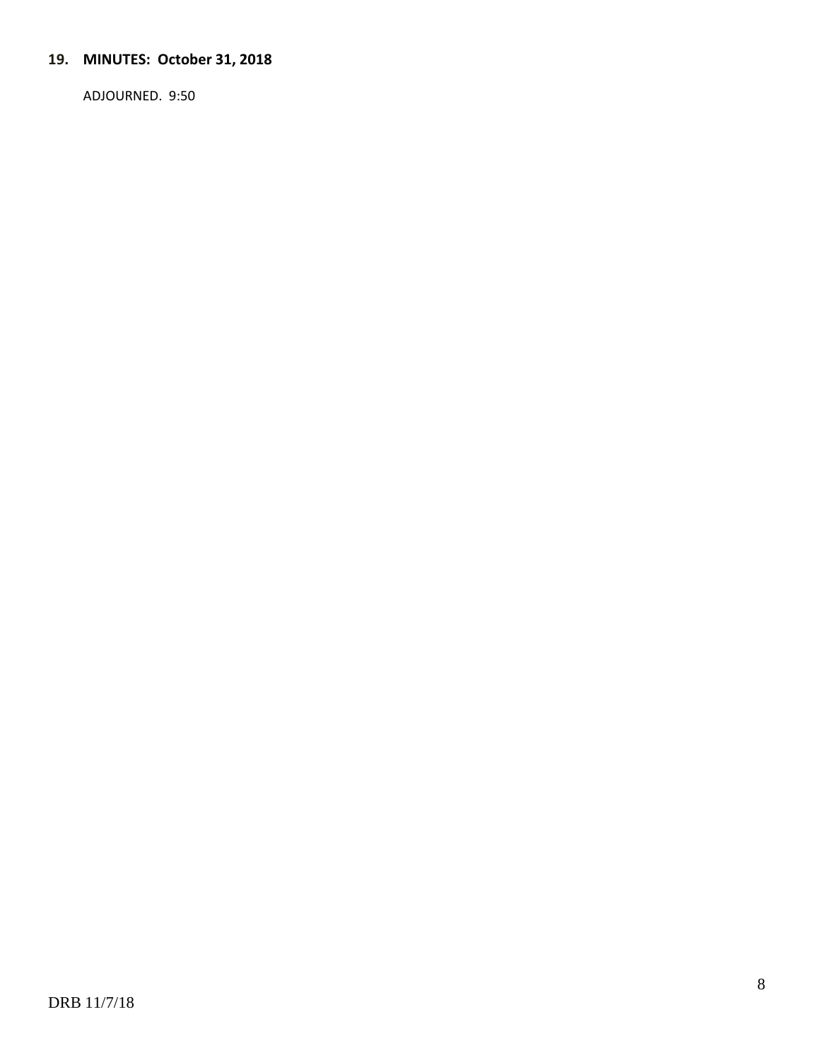**19. MINUTES: October 31, 2018**

ADJOURNED. 9:50